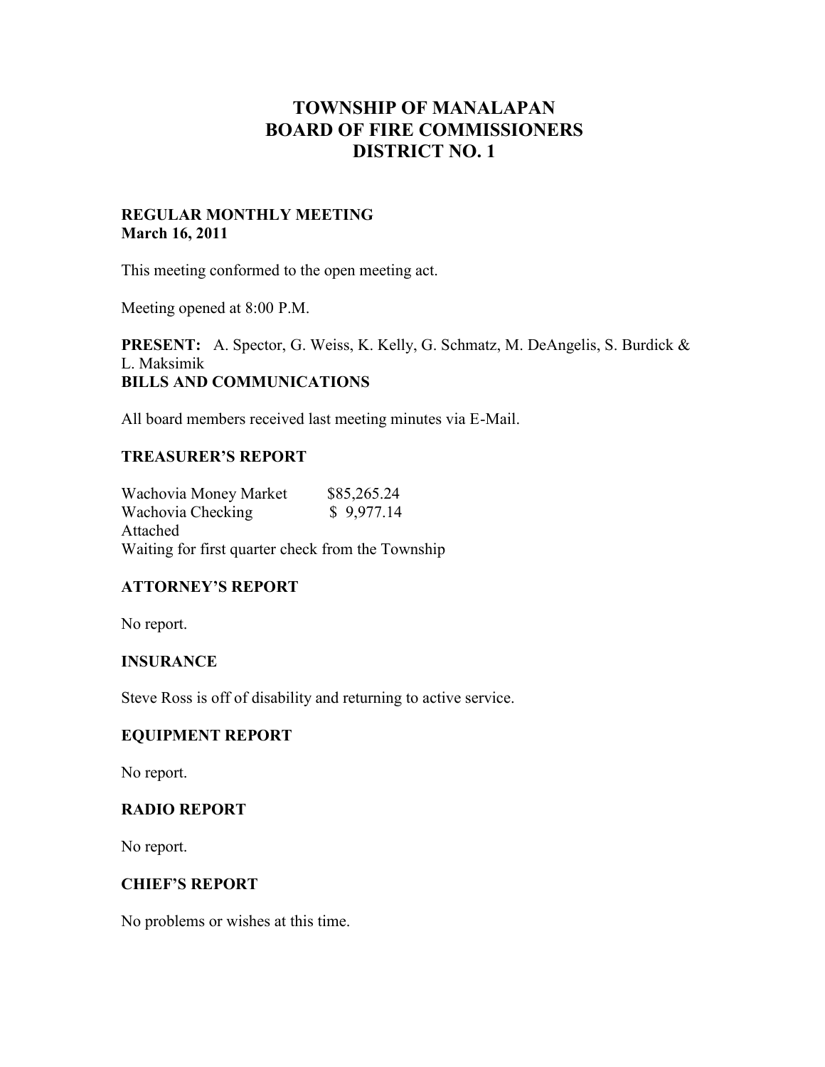# TOWNSHIP OF MANALAPAN
# BOARD OF FIRE COMMISSIONERS
# DISTRICT NO. 1

**REGULAR MONTHLY MEETING**
**March 16, 2011**

This meeting conformed to the open meeting act.

Meeting opened at 8:00 P.M.

**PRESENT:** A. Spector, G. Weiss, K. Kelly, G. Schmatz, M. DeAngelis, S. Burdick & L. Maksimik

**BILLS AND COMMUNICATIONS**

All board members received last meeting minutes via E-Mail.

**TREASURER'S REPORT**

Wachovia Money Market $85,265.24
Wachovia Checking $ 9,977.14
Attached
Waiting for first quarter check from the Township

**ATTORNEY'S REPORT**

No report.

**INSURANCE**

Steve Ross is off of disability and returning to active service.

**EQUIPMENT REPORT**

No report.

**RADIO REPORT**

No report.

**CHIEF'S REPORT**

No problems or wishes at this time.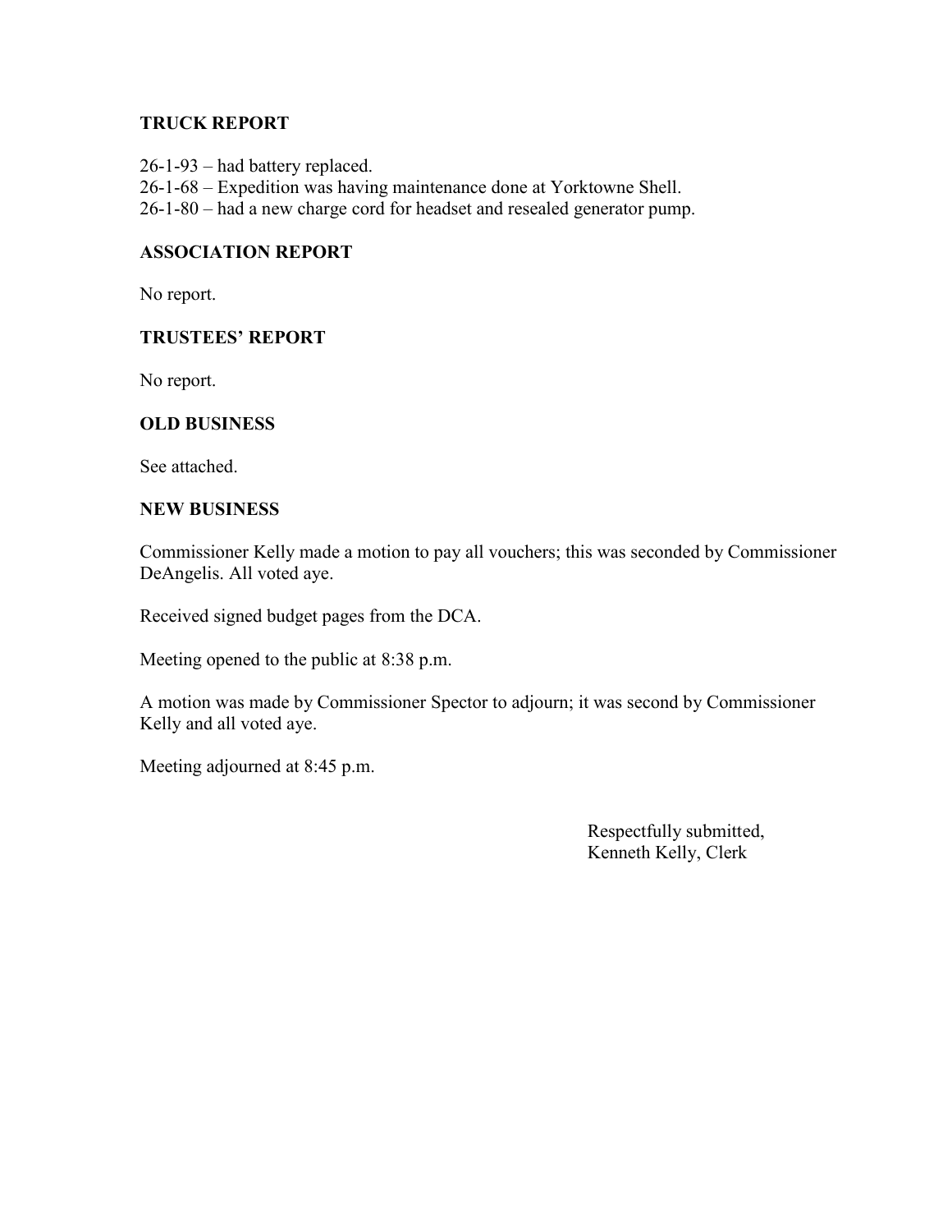### TRUCK REPORT

26-1-93 – had battery replaced.
26-1-68 – Expedition was having maintenance done at Yorktowne Shell.
26-1-80 – had a new charge cord for headset and resealed generator pump.

### ASSOCIATION REPORT

No report.

### TRUSTEES' REPORT

No report.

### OLD BUSINESS

See attached.

### NEW BUSINESS

Commissioner Kelly made a motion to pay all vouchers; this was seconded by Commissioner DeAngelis. All voted aye.

Received signed budget pages from the DCA.

Meeting opened to the public at 8:38 p.m.

A motion was made by Commissioner Spector to adjourn; it was second by Commissioner Kelly and all voted aye.

Meeting adjourned at 8:45 p.m.

Respectfully submitted,
Kenneth Kelly, Clerk